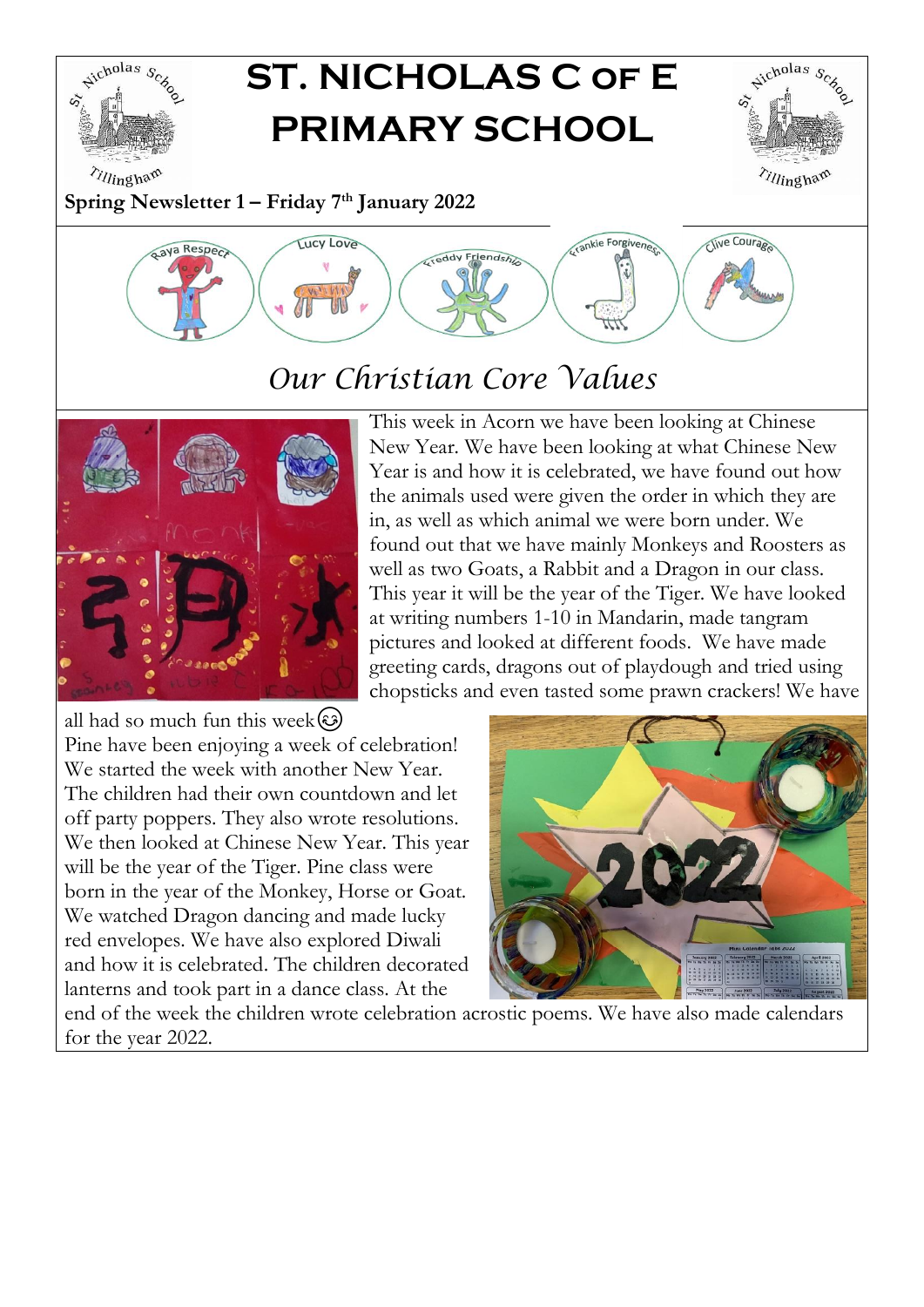# ST. NICHOLAS C OF E PRIMARY SCHOOL

**Spring Newsletter 1 – Friday 7th January 2022**

Raya Respect | Lucy Love | Freddy Friendship | Frankie Forgiveness | Clive Courage

## *Our Christian Core Values*

This week in Acorn we have been looking at Chinese New Year. We have been looking at what Chinese New Year is and how it is celebrated, we have found out how the animals used were given the order in which they are in, as well as which animal we were born under. We found out that we have mainly Monkeys and Roosters as well as two Goats, a Rabbit and a Dragon in our class. This year it will be the year of the Tiger. We have looked at writing numbers 1-10 in Mandarin, made tangram pictures and looked at different foods. We have made greeting cards, dragons out of playdough and tried using chopsticks and even tasted some prawn crackers! We have all had so much fun this week 😊

Pine have been enjoying a week of celebration! We started the week with another New Year. The children had their own countdown and let off party poppers. They also wrote resolutions. We then looked at Chinese New Year. This year will be the year of the Tiger. Pine class were born in the year of the Monkey, Horse or Goat. We watched Dragon dancing and made lucky red envelopes. We have also explored Diwali and how it is celebrated. The children decorated lanterns and took part in a dance class. At the end of the week the children wrote celebration acrostic poems. We have also made calendars for the year 2022.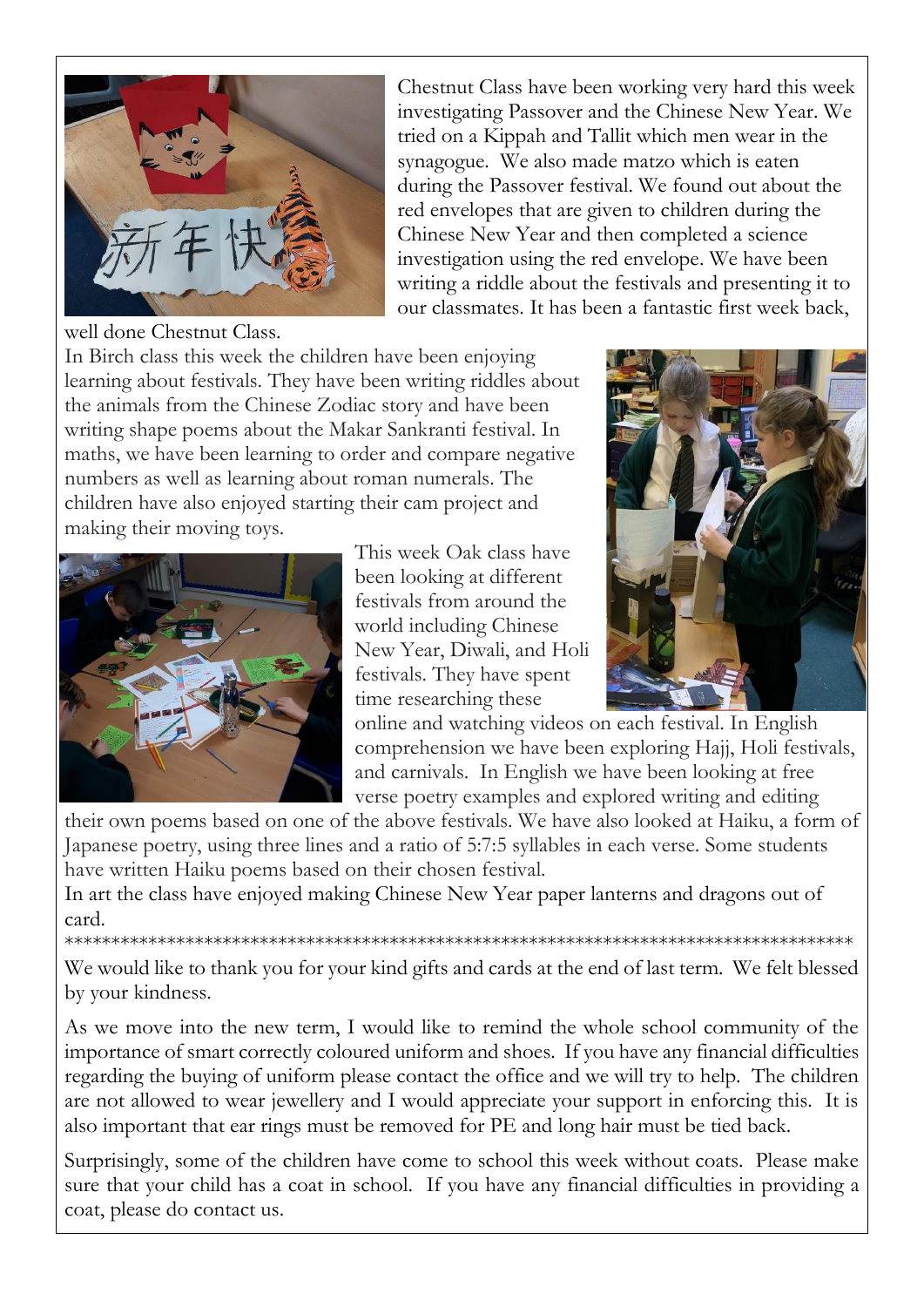Chestnut Class have been working very hard this week investigating Passover and the Chinese New Year. We tried on a Kippah and Tallit which men wear in the synagogue. We also made matzo which is eaten during the Passover festival. We found out about the red envelopes that are given to children during the Chinese New Year and then completed a science investigation using the red envelope. We have been writing a riddle about the festivals and presenting it to our classmates. It has been a fantastic first week back, well done Chestnut Class.

In Birch class this week the children have been enjoying learning about festivals. They have been writing riddles about the animals from the Chinese Zodiac story and have been writing shape poems about the Makar Sankranti festival. In maths, we have been learning to order and compare negative numbers as well as learning about roman numerals. The children have also enjoyed starting their cam project and making their moving toys.

This week Oak class have been looking at different festivals from around the world including Chinese New Year, Diwali, and Holi festivals. They have spent time researching these online and watching videos on each festival. In English comprehension we have been exploring Hajj, Holi festivals, and carnivals. In English we have been looking at free verse poetry examples and explored writing and editing their own poems based on one of the above festivals. We have also looked at Haiku, a form of Japanese poetry, using three lines and a ratio of 5:7:5 syllables in each verse. Some students have written Haiku poems based on their chosen festival.

In art the class have enjoyed making Chinese New Year paper lanterns and dragons out of card.

*************************************************************************************

We would like to thank you for your kind gifts and cards at the end of last term. We felt blessed by your kindness.

As we move into the new term, I would like to remind the whole school community of the importance of smart correctly coloured uniform and shoes. If you have any financial difficulties regarding the buying of uniform please contact the office and we will try to help. The children are not allowed to wear jewellery and I would appreciate your support in enforcing this. It is also important that ear rings must be removed for PE and long hair must be tied back.

Surprisingly, some of the children have come to school this week without coats. Please make sure that your child has a coat in school. If you have any financial difficulties in providing a coat, please do contact us.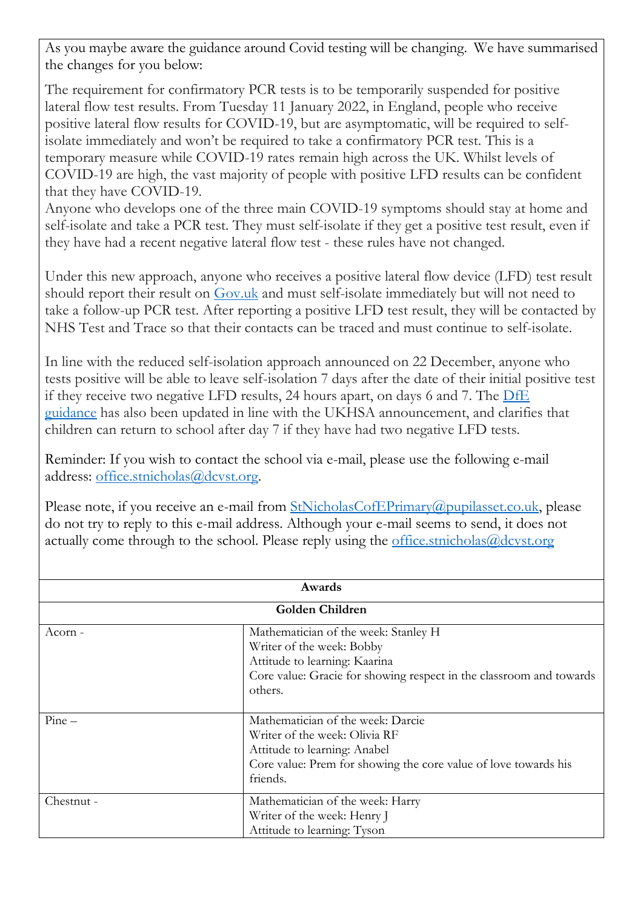As you maybe aware the guidance around Covid testing will be changing. We have summarised the changes for you below:

The requirement for confirmatory PCR tests is to be temporarily suspended for positive lateral flow test results. From Tuesday 11 January 2022, in England, people who receive positive lateral flow results for COVID-19, but are asymptomatic, will be required to self-isolate immediately and won't be required to take a confirmatory PCR test. This is a temporary measure while COVID-19 rates remain high across the UK. Whilst levels of COVID-19 are high, the vast majority of people with positive LFD results can be confident that they have COVID-19.
Anyone who develops one of the three main COVID-19 symptoms should stay at home and self-isolate and take a PCR test. They must self-isolate if they get a positive test result, even if they have had a recent negative lateral flow test - these rules have not changed.

Under this new approach, anyone who receives a positive lateral flow device (LFD) test result should report their result on [Gov.uk](Gov.uk) and must self-isolate immediately but will not need to take a follow-up PCR test. After reporting a positive LFD test result, they will be contacted by NHS Test and Trace so that their contacts can be traced and must continue to self-isolate.

In line with the reduced self-isolation approach announced on 22 December, anyone who tests positive will be able to leave self-isolation 7 days after the date of their initial positive test if they receive two negative LFD results, 24 hours apart, on days 6 and 7. The DfE guidance has also been updated in line with the UKHSA announcement, and clarifies that children can return to school after day 7 if they have had two negative LFD tests.

Reminder: If you wish to contact the school via e-mail, please use the following e-mail address: office.stnicholas@dcvst.org.

Please note, if you receive an e-mail from StNicholasCofEPrimary@pupilasset.co.uk, please do not try to reply to this e-mail address. Although your e-mail seems to send, it does not actually come through to the school. Please reply using the office.stnicholas@dcvst.org

| **Awards** | |
|---|---|
| **Golden Children** | |
| Acorn - | Mathematician of the week: Stanley H<br>Writer of the week: Bobby<br>Attitude to learning: Kaarina<br>Core value: Gracie for showing respect in the classroom and towards others. |
| Pine – | Mathematician of the week: Darcie<br>Writer of the week: Olivia RF<br>Attitude to learning: Anabel<br>Core value: Prem for showing the core value of love towards his friends. |
| Chestnut - | Mathematician of the week: Harry<br>Writer of the week: Henry J<br>Attitude to learning: Tyson |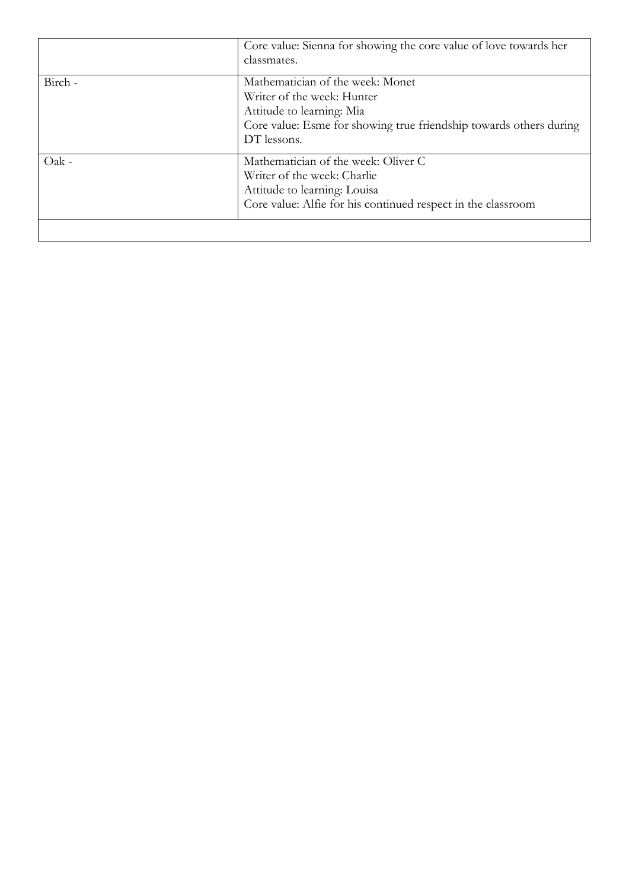| | |
|---|---|
| | Core value: Sienna for showing the core value of love towards her classmates. |
| Birch - | Mathematician of the week: Monet<br>Writer of the week: Hunter<br>Attitude to learning: Mia<br>Core value: Esme for showing true friendship towards others during DT lessons. |
| Oak - | Mathematician of the week: Oliver C<br>Writer of the week: Charlie<br>Attitude to learning: Louisa<br>Core value: Alfie for his continued respect in the classroom |
| | |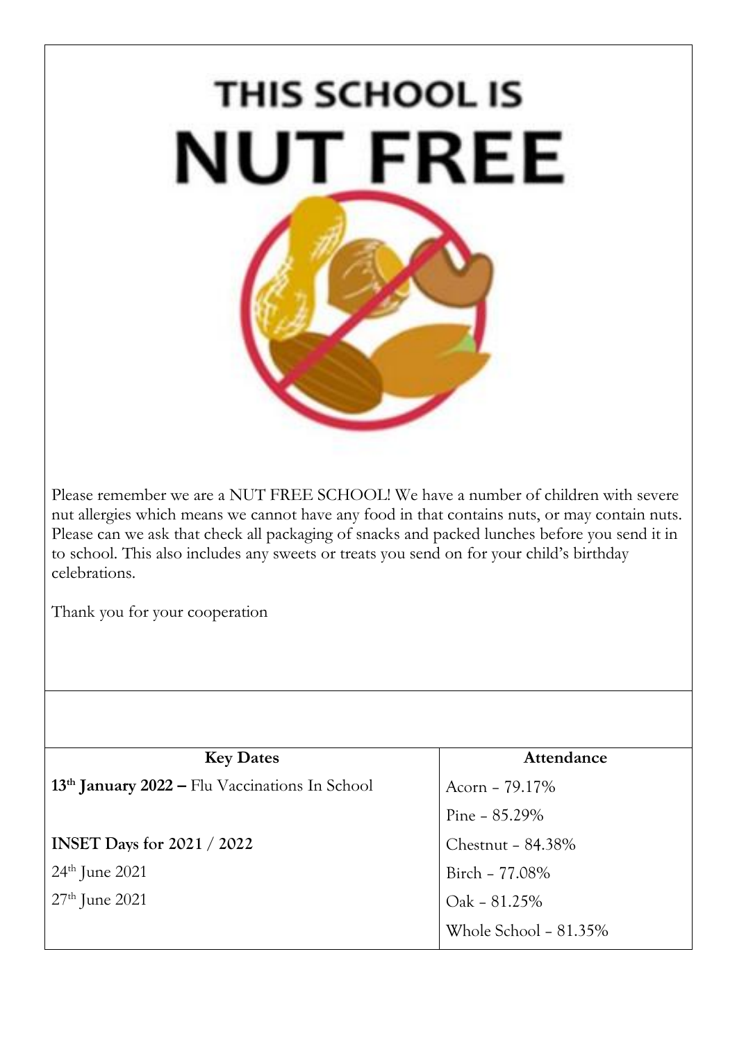# THIS SCHOOL IS NUT FREE

Please remember we are a NUT FREE SCHOOL! We have a number of children with severe nut allergies which means we cannot have any food in that contains nuts, or may contain nuts. Please can we ask that check all packaging of snacks and packed lunches before you send it in to school. This also includes any sweets or treats you send on for your child's birthday celebrations.

Thank you for your cooperation

| Key Dates | Attendance |
| --- | --- |
| **13th January 2022 –** Flu Vaccinations In School | Acorn - 79.17% |
| | Pine - 85.29% |
| **INSET Days for 2021 / 2022** | Chestnut - 84.38% |
| 24th June 2021 | Birch - 77.08% |
| 27th June 2021 | Oak - 81.25% |
| | Whole School - 81.35% |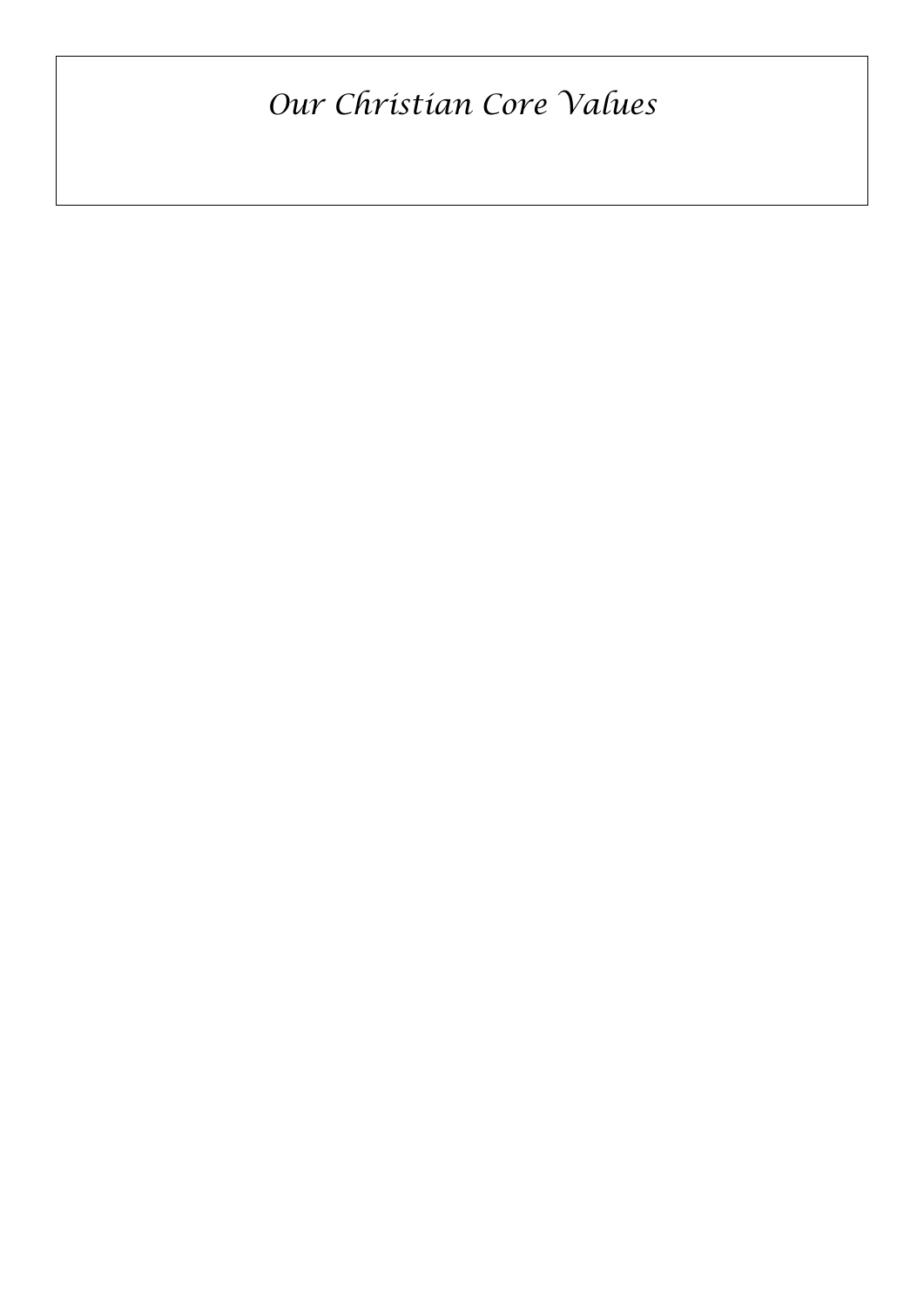*Our Christian Core Values*